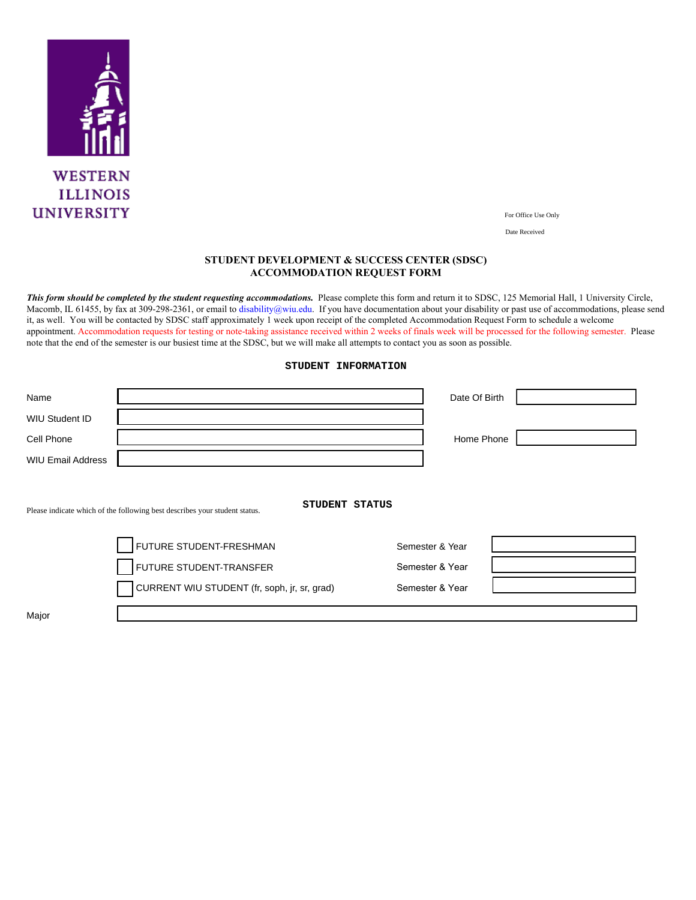WESTERN ILLINOIS UNIVERSITY

For Office Use Only

Date Received

## STUDENT DEVELOPMENT & SUCCESS CENTER (SDSC)
## ACCOMMODATION REQUEST FORM

***This form should be completed by the student requesting accommodations.*** Please complete this form and return it to SDSC, 125 Memorial Hall, 1 University Circle, Macomb, IL 61455, by fax at 309-298-2361, or email to disability@wiu.edu. If you have documentation about your disability or past use of accommodations, please send it, as well. You will be contacted by SDSC staff approximately 1 week upon receipt of the completed Accommodation Request Form to schedule a welcome appointment. Accommodation requests for testing or note-taking assistance received within 2 weeks of finals week will be processed for the following semester. Please note that the end of the semester is our busiest time at the SDSC, but we will make all attempts to contact you as soon as possible.

### STUDENT INFORMATION

Name ______________________ Date Of Birth ______________

WIU Student ID ______________________

Cell Phone ______________________ Home Phone ______________

WIU Email Address ______________________

### STUDENT STATUS

Please indicate which of the following best describes your student status.

☐ FUTURE STUDENT-FRESHMAN    Semester & Year ______________

☐ FUTURE STUDENT-TRANSFER    Semester & Year ______________

☐ CURRENT WIU STUDENT (fr, soph, jr, sr, grad)    Semester & Year ______________

Major ______________________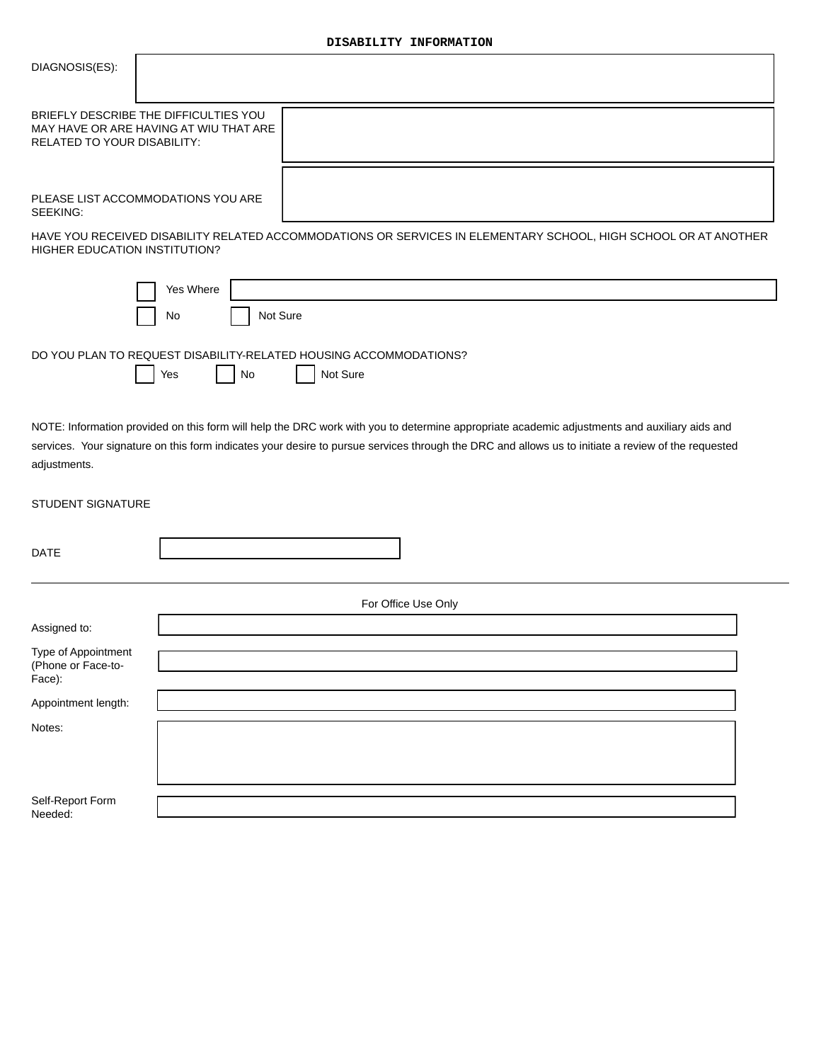## DISABILITY INFORMATION

DIAGNOSIS(ES):

BRIEFLY DESCRIBE THE DIFFICULTIES YOU MAY HAVE OR ARE HAVING AT WIU THAT ARE RELATED TO YOUR DISABILITY:

PLEASE LIST ACCOMMODATIONS YOU ARE SEEKING:

HAVE YOU RECEIVED DISABILITY RELATED ACCOMMODATIONS OR SERVICES IN ELEMENTARY SCHOOL, HIGH SCHOOL OR AT ANOTHER HIGHER EDUCATION INSTITUTION?

☐ Yes Where

☐ No ☐ Not Sure

DO YOU PLAN TO REQUEST DISABILITY-RELATED HOUSING ACCOMMODATIONS?

☐ Yes ☐ No ☐ Not Sure

NOTE: Information provided on this form will help the DRC work with you to determine appropriate academic adjustments and auxiliary aids and services. Your signature on this form indicates your desire to pursue services through the DRC and allows us to initiate a review of the requested adjustments.

STUDENT SIGNATURE

DATE

---

For Office Use Only

Assigned to:

Type of Appointment (Phone or Face-to-Face):

Appointment length:

Notes:

Self-Report Form Needed: